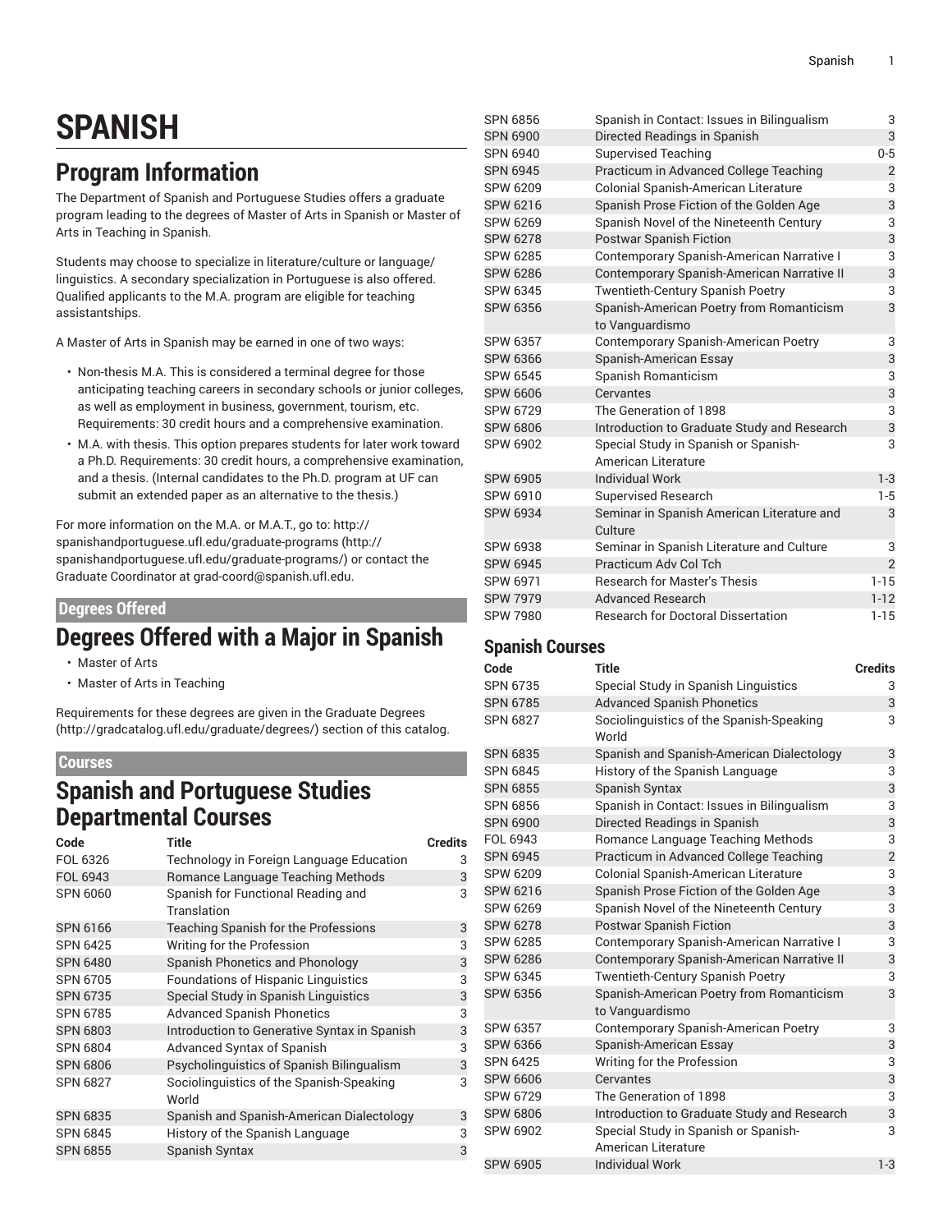# SPANISH

## Program Information

The Department of Spanish and Portuguese Studies offers a graduate program leading to the degrees of Master of Arts in Spanish or Master of Arts in Teaching in Spanish.

Students may choose to specialize in literature/culture or language/linguistics. A secondary specialization in Portuguese is also offered. Qualified applicants to the M.A. program are eligible for teaching assistantships.

A Master of Arts in Spanish may be earned in one of two ways:

- Non-thesis M.A. This is considered a terminal degree for those anticipating teaching careers in secondary schools or junior colleges, as well as employment in business, government, tourism, etc. Requirements: 30 credit hours and a comprehensive examination.
- M.A. with thesis. This option prepares students for later work toward a Ph.D. Requirements: 30 credit hours, a comprehensive examination, and a thesis. (Internal candidates to the Ph.D. program at UF can submit an extended paper as an alternative to the thesis.)

For more information on the M.A. or M.A.T., go to: http://spanishandportuguese.ufl.edu/graduate-programs (http://spanishandportuguese.ufl.edu/graduate-programs/) or contact the Graduate Coordinator at grad-coord@spanish.ufl.edu.

### Degrees Offered

## Degrees Offered with a Major in Spanish

- Master of Arts
- Master of Arts in Teaching

Requirements for these degrees are given in the Graduate Degrees (http://gradcatalog.ufl.edu/graduate/degrees/) section of this catalog.

### Courses

## Spanish and Portuguese Studies Departmental Courses

| Code | Title | Credits |
|---|---|---|
| FOL 6326 | Technology in Foreign Language Education | 3 |
| FOL 6943 | Romance Language Teaching Methods | 3 |
| SPN 6060 | Spanish for Functional Reading and Translation | 3 |
| SPN 6166 | Teaching Spanish for the Professions | 3 |
| SPN 6425 | Writing for the Profession | 3 |
| SPN 6480 | Spanish Phonetics and Phonology | 3 |
| SPN 6705 | Foundations of Hispanic Linguistics | 3 |
| SPN 6735 | Special Study in Spanish Linguistics | 3 |
| SPN 6785 | Advanced Spanish Phonetics | 3 |
| SPN 6803 | Introduction to Generative Syntax in Spanish | 3 |
| SPN 6804 | Advanced Syntax of Spanish | 3 |
| SPN 6806 | Psycholinguistics of Spanish Bilingualism | 3 |
| SPN 6827 | Sociolinguistics of the Spanish-Speaking World | 3 |
| SPN 6835 | Spanish and Spanish-American Dialectology | 3 |
| SPN 6845 | History of the Spanish Language | 3 |
| SPN 6855 | Spanish Syntax | 3 |
| SPN 6856 | Spanish in Contact: Issues in Bilingualism | 3 |
| SPN 6900 | Directed Readings in Spanish | 3 |
| SPN 6940 | Supervised Teaching | 0-5 |
| SPN 6945 | Practicum in Advanced College Teaching | 2 |
| SPW 6209 | Colonial Spanish-American Literature | 3 |
| SPW 6216 | Spanish Prose Fiction of the Golden Age | 3 |
| SPW 6269 | Spanish Novel of the Nineteenth Century | 3 |
| SPW 6278 | Postwar Spanish Fiction | 3 |
| SPW 6285 | Contemporary Spanish-American Narrative I | 3 |
| SPW 6286 | Contemporary Spanish-American Narrative II | 3 |
| SPW 6345 | Twentieth-Century Spanish Poetry | 3 |
| SPW 6356 | Spanish-American Poetry from Romanticism to Vanguardismo | 3 |
| SPW 6357 | Contemporary Spanish-American Poetry | 3 |
| SPW 6366 | Spanish-American Essay | 3 |
| SPW 6545 | Spanish Romanticism | 3 |
| SPW 6606 | Cervantes | 3 |
| SPW 6729 | The Generation of 1898 | 3 |
| SPW 6806 | Introduction to Graduate Study and Research | 3 |
| SPW 6902 | Special Study in Spanish or Spanish-American Literature | 3 |
| SPW 6905 | Individual Work | 1-3 |
| SPW 6910 | Supervised Research | 1-5 |
| SPW 6934 | Seminar in Spanish American Literature and Culture | 3 |
| SPW 6938 | Seminar in Spanish Literature and Culture | 3 |
| SPW 6945 | Practicum Adv Col Tch | 2 |
| SPW 6971 | Research for Master's Thesis | 1-15 |
| SPW 7979 | Advanced Research | 1-12 |
| SPW 7980 | Research for Doctoral Dissertation | 1-15 |

### Spanish Courses

| Code | Title | Credits |
|---|---|---|
| SPN 6735 | Special Study in Spanish Linguistics | 3 |
| SPN 6785 | Advanced Spanish Phonetics | 3 |
| SPN 6827 | Sociolinguistics of the Spanish-Speaking World | 3 |
| SPN 6835 | Spanish and Spanish-American Dialectology | 3 |
| SPN 6845 | History of the Spanish Language | 3 |
| SPN 6855 | Spanish Syntax | 3 |
| SPN 6856 | Spanish in Contact: Issues in Bilingualism | 3 |
| SPN 6900 | Directed Readings in Spanish | 3 |
| FOL 6943 | Romance Language Teaching Methods | 3 |
| SPN 6945 | Practicum in Advanced College Teaching | 2 |
| SPW 6209 | Colonial Spanish-American Literature | 3 |
| SPW 6216 | Spanish Prose Fiction of the Golden Age | 3 |
| SPW 6269 | Spanish Novel of the Nineteenth Century | 3 |
| SPW 6278 | Postwar Spanish Fiction | 3 |
| SPW 6285 | Contemporary Spanish-American Narrative I | 3 |
| SPW 6286 | Contemporary Spanish-American Narrative II | 3 |
| SPW 6345 | Twentieth-Century Spanish Poetry | 3 |
| SPW 6356 | Spanish-American Poetry from Romanticism to Vanguardismo | 3 |
| SPW 6357 | Contemporary Spanish-American Poetry | 3 |
| SPW 6366 | Spanish-American Essay | 3 |
| SPN 6425 | Writing for the Profession | 3 |
| SPW 6606 | Cervantes | 3 |
| SPW 6729 | The Generation of 1898 | 3 |
| SPW 6806 | Introduction to Graduate Study and Research | 3 |
| SPW 6902 | Special Study in Spanish or Spanish-American Literature | 3 |
| SPW 6905 | Individual Work | 1-3 |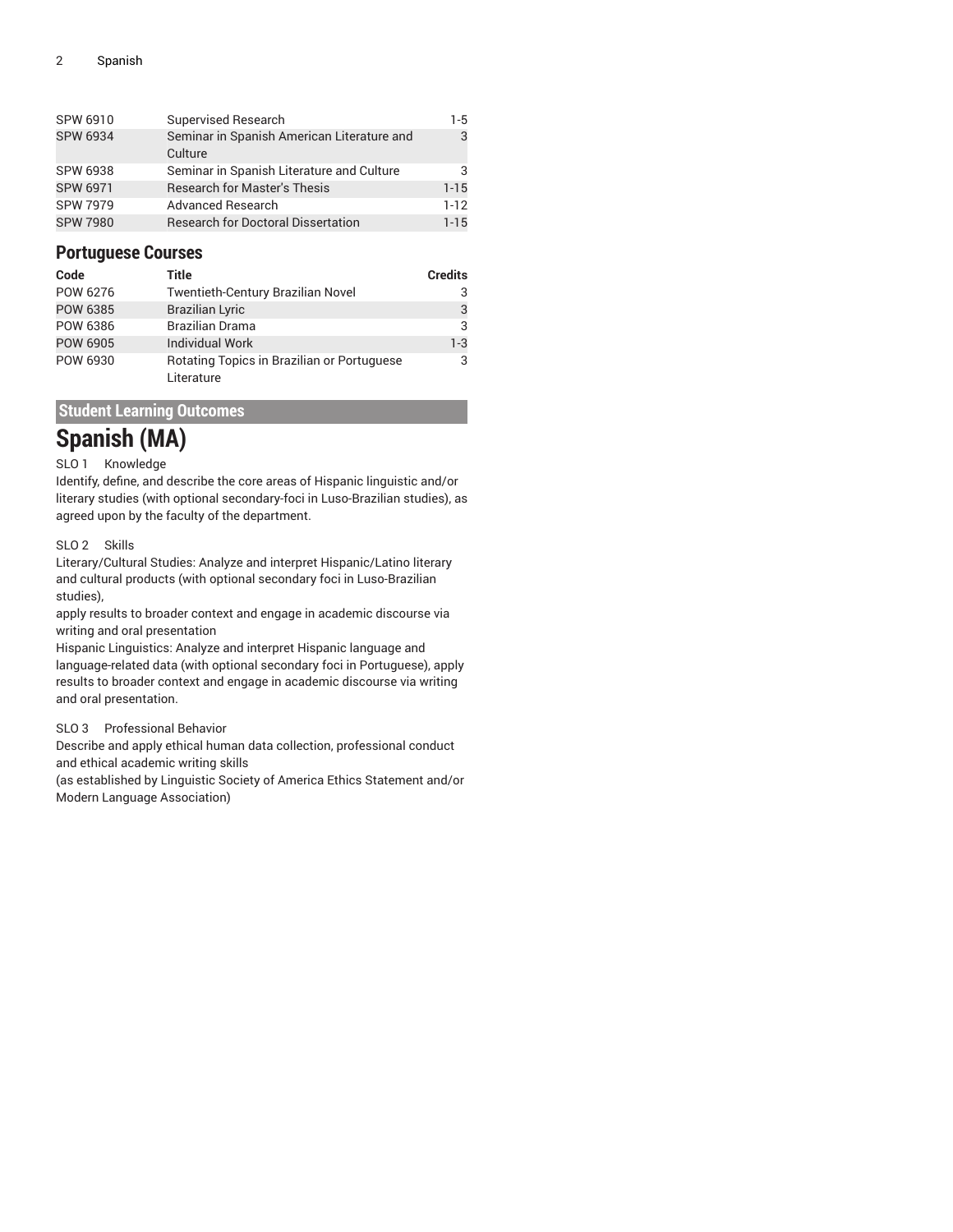| | | |
|---|---|---|
| SPW 6910 | Supervised Research | 1-5 |
| SPW 6934 | Seminar in Spanish American Literature and Culture | 3 |
| SPW 6938 | Seminar in Spanish Literature and Culture | 3 |
| SPW 6971 | Research for Master's Thesis | 1-15 |
| SPW 7979 | Advanced Research | 1-12 |
| SPW 7980 | Research for Doctoral Dissertation | 1-15 |

### Portuguese Courses

| Code | Title | Credits |
|---|---|---|
| POW 6276 | Twentieth-Century Brazilian Novel | 3 |
| POW 6385 | Brazilian Lyric | 3 |
| POW 6386 | Brazilian Drama | 3 |
| POW 6905 | Individual Work | 1-3 |
| POW 6930 | Rotating Topics in Brazilian or Portuguese Literature | 3 |

### Student Learning Outcomes

## Spanish (MA)

SLO 1 Knowledge

Identify, define, and describe the core areas of Hispanic linguistic and/or literary studies (with optional secondary-foci in Luso-Brazilian studies), as agreed upon by the faculty of the department.

SLO 2 Skills

Literary/Cultural Studies: Analyze and interpret Hispanic/Latino literary and cultural products (with optional secondary foci in Luso-Brazilian studies),
apply results to broader context and engage in academic discourse via writing and oral presentation
Hispanic Linguistics: Analyze and interpret Hispanic language and language-related data (with optional secondary foci in Portuguese), apply results to broader context and engage in academic discourse via writing and oral presentation.

SLO 3 Professional Behavior

Describe and apply ethical human data collection, professional conduct and ethical academic writing skills
(as established by Linguistic Society of America Ethics Statement and/or Modern Language Association)